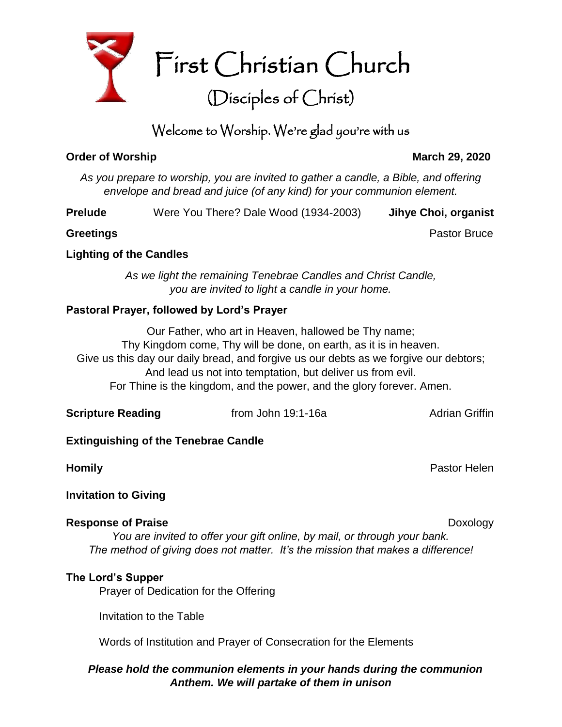# First Christian Church

## (Disciples of Christ)

Welcome to Worship. We're glad you're with us

**Order of Worship** **March 29, 2020**

*As you prepare to worship, you are invited to gather a candle, a Bible, and offering envelope and bread and juice (of any kind) for your communion element.*

**Prelude** Were You There? Dale Wood (1934-2003) **Jihye Choi, organist**

**Greetings** Pastor Bruce

**Lighting of the Candles**

*As we light the remaining Tenebrae Candles and Christ Candle, you are invited to light a candle in your home.*

**Pastoral Prayer, followed by Lord's Prayer**

Our Father, who art in Heaven, hallowed be Thy name;
Thy Kingdom come, Thy will be done, on earth, as it is in heaven.
Give us this day our daily bread, and forgive us our debts as we forgive our debtors;
And lead us not into temptation, but deliver us from evil.
For Thine is the kingdom, and the power, and the glory forever. Amen.

**Scripture Reading** from John 19:1-16a Adrian Griffin

**Extinguishing of the Tenebrae Candle**

**Homily** Pastor Helen

**Invitation to Giving**

**Response of Praise** Doxology

*You are invited to offer your gift online, by mail, or through your bank. The method of giving does not matter. It's the mission that makes a difference!*

**The Lord's Supper**

Prayer of Dedication for the Offering

Invitation to the Table

Words of Institution and Prayer of Consecration for the Elements

***Please hold the communion elements in your hands during the communion Anthem. We will partake of them in unison***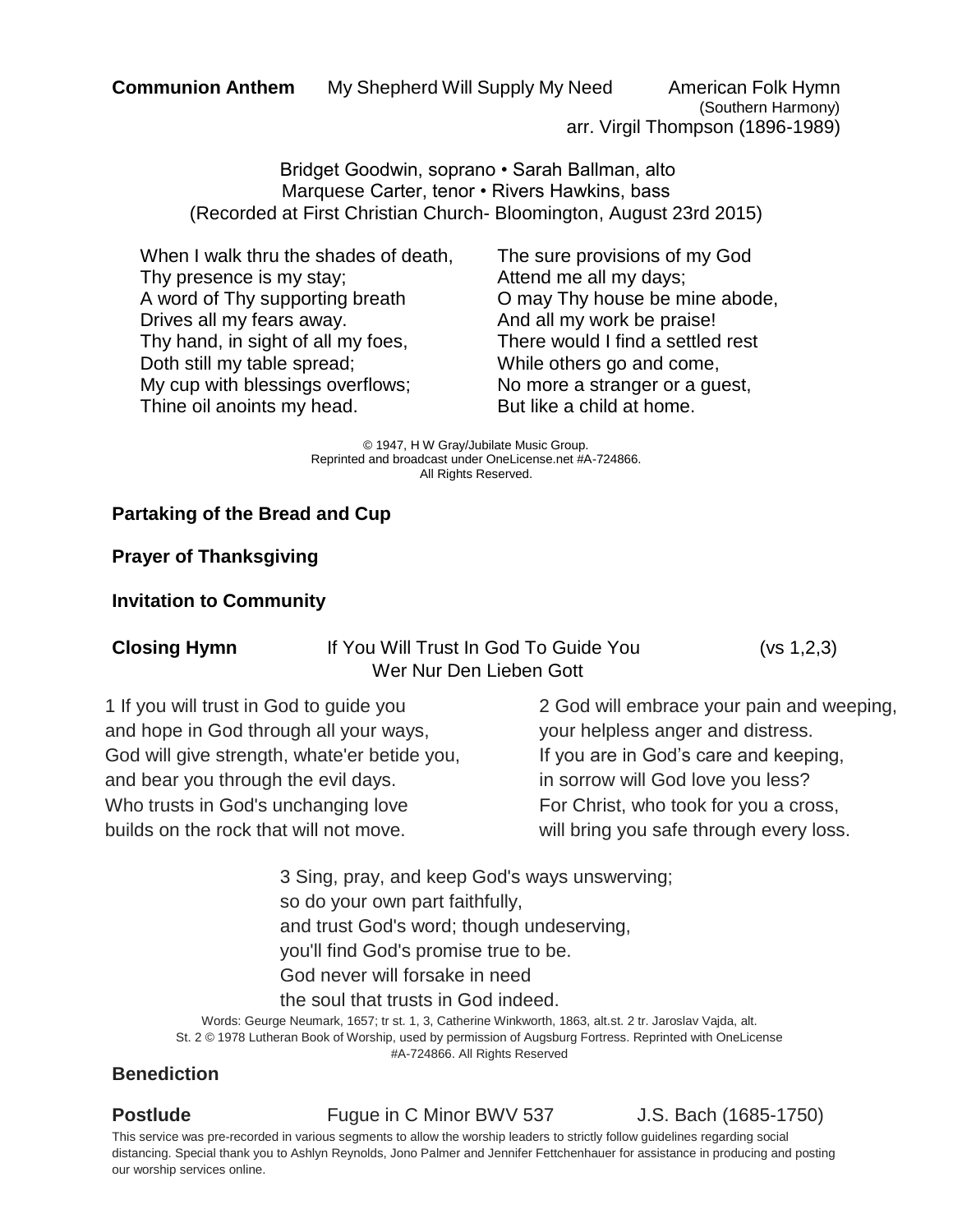**Communion Anthem** My Shepherd Will Supply My Need American Folk Hymn (Southern Harmony) arr. Virgil Thompson (1896-1989)

Bridget Goodwin, soprano • Sarah Ballman, alto
Marquese Carter, tenor • Rivers Hawkins, bass
(Recorded at First Christian Church- Bloomington, August 23rd 2015)

When I walk thru the shades of death,
Thy presence is my stay;
A word of Thy supporting breath
Drives all my fears away.
Thy hand, in sight of all my foes,
Doth still my table spread;
My cup with blessings overflows;
Thine oil anoints my head.

The sure provisions of my God
Attend me all my days;
O may Thy house be mine abode,
And all my work be praise!
There would I find a settled rest
While others go and come,
No more a stranger or a guest,
But like a child at home.

© 1947, H W Gray/Jubilate Music Group.
Reprinted and broadcast under OneLicense.net #A-724866.
All Rights Reserved.

**Partaking of the Bread and Cup**

**Prayer of Thanksgiving**

**Invitation to Community**

**Closing Hymn** If You Will Trust In God To Guide You (vs 1,2,3)
Wer Nur Den Lieben Gott

1 If you will trust in God to guide you
and hope in God through all your ways,
God will give strength, whate'er betide you,
and bear you through the evil days.
Who trusts in God's unchanging love
builds on the rock that will not move.

2 God will embrace your pain and weeping,
your helpless anger and distress.
If you are in God's care and keeping,
in sorrow will God love you less?
For Christ, who took for you a cross,
will bring you safe through every loss.

3 Sing, pray, and keep God's ways unswerving;
so do your own part faithfully,
and trust God's word; though undeserving,
you'll find God's promise true to be.
God never will forsake in need
the soul that trusts in God indeed.

Words: Geurge Neumark, 1657; tr st. 1, 3, Catherine Winkworth, 1863, alt.st. 2 tr. Jaroslav Vajda, alt.
St. 2 © 1978 Lutheran Book of Worship, used by permission of Augsburg Fortress. Reprinted with OneLicense #A-724866. All Rights Reserved

**Benediction**

**Postlude** Fugue in C Minor BWV 537 J.S. Bach (1685-1750)

This service was pre-recorded in various segments to allow the worship leaders to strictly follow guidelines regarding social distancing. Special thank you to Ashlyn Reynolds, Jono Palmer and Jennifer Fettchenhauer for assistance in producing and posting our worship services online.